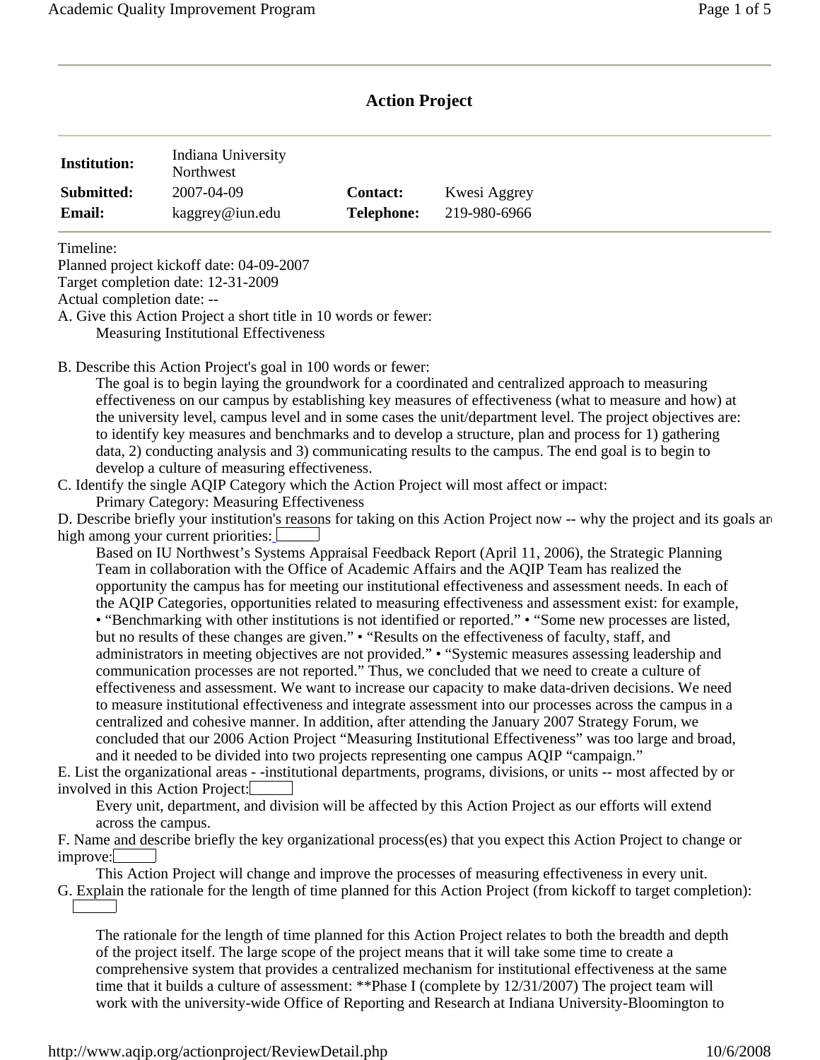# Action Project

| | | | |
|---|---|---|---|
| **Institution:** | Indiana University Northwest | | |
| **Submitted:** | 2007-04-09 | **Contact:** | Kwesi Aggrey |
| **Email:** | kaggrey@iun.edu | **Telephone:** | 219-980-6966 |

Timeline:
Planned project kickoff date: 04-09-2007
Target completion date: 12-31-2009
Actual completion date: --

A. Give this Action Project a short title in 10 words or fewer:

Measuring Institutional Effectiveness

B. Describe this Action Project's goal in 100 words or fewer:

The goal is to begin laying the groundwork for a coordinated and centralized approach to measuring effectiveness on our campus by establishing key measures of effectiveness (what to measure and how) at the university level, campus level and in some cases the unit/department level. The project objectives are: to identify key measures and benchmarks and to develop a structure, plan and process for 1) gathering data, 2) conducting analysis and 3) communicating results to the campus. The end goal is to begin to develop a culture of measuring effectiveness.

C. Identify the single AQIP Category which the Action Project will most affect or impact:

Primary Category: Measuring Effectiveness

D. Describe briefly your institution's reasons for taking on this Action Project now -- why the project and its goals are high among your current priorities:

Based on IU Northwest's Systems Appraisal Feedback Report (April 11, 2006), the Strategic Planning Team in collaboration with the Office of Academic Affairs and the AQIP Team has realized the opportunity the campus has for meeting our institutional effectiveness and assessment needs. In each of the AQIP Categories, opportunities related to measuring effectiveness and assessment exist: for example, • "Benchmarking with other institutions is not identified or reported." • "Some new processes are listed, but no results of these changes are given." • "Results on the effectiveness of faculty, staff, and administrators in meeting objectives are not provided." • "Systemic measures assessing leadership and communication processes are not reported." Thus, we concluded that we need to create a culture of effectiveness and assessment. We want to increase our capacity to make data-driven decisions. We need to measure institutional effectiveness and integrate assessment into our processes across the campus in a centralized and cohesive manner. In addition, after attending the January 2007 Strategy Forum, we concluded that our 2006 Action Project "Measuring Institutional Effectiveness" was too large and broad, and it needed to be divided into two projects representing one campus AQIP "campaign."

E. List the organizational areas - -institutional departments, programs, divisions, or units -- most affected by or involved in this Action Project:

Every unit, department, and division will be affected by this Action Project as our efforts will extend across the campus.

F. Name and describe briefly the key organizational process(es) that you expect this Action Project to change or improve:

This Action Project will change and improve the processes of measuring effectiveness in every unit.

G. Explain the rationale for the length of time planned for this Action Project (from kickoff to target completion):

The rationale for the length of time planned for this Action Project relates to both the breadth and depth of the project itself. The large scope of the project means that it will take some time to create a comprehensive system that provides a centralized mechanism for institutional effectiveness at the same time that it builds a culture of assessment: **Phase I (complete by 12/31/2007) The project team will work with the university-wide Office of Reporting and Research at Indiana University-Bloomington to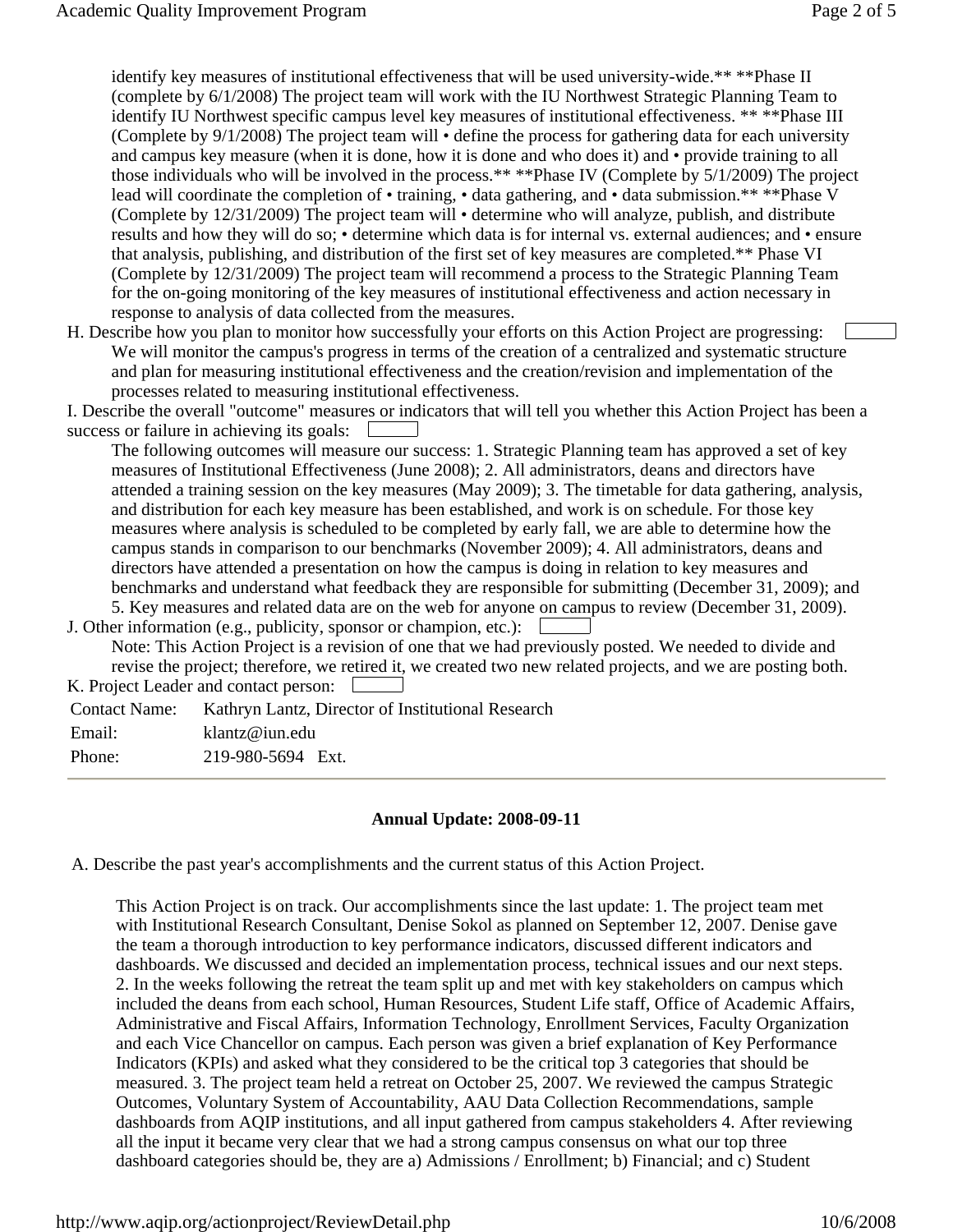identify key measures of institutional effectiveness that will be used university-wide.** **Phase II (complete by 6/1/2008) The project team will work with the IU Northwest Strategic Planning Team to identify IU Northwest specific campus level key measures of institutional effectiveness. ** **Phase III (Complete by 9/1/2008) The project team will • define the process for gathering data for each university and campus key measure (when it is done, how it is done and who does it) and • provide training to all those individuals who will be involved in the process.** **Phase IV (Complete by 5/1/2009) The project lead will coordinate the completion of • training, • data gathering, and • data submission.** **Phase V (Complete by 12/31/2009) The project team will • determine who will analyze, publish, and distribute results and how they will do so; • determine which data is for internal vs. external audiences; and • ensure that analysis, publishing, and distribution of the first set of key measures are completed.** Phase VI (Complete by 12/31/2009) The project team will recommend a process to the Strategic Planning Team for the on-going monitoring of the key measures of institutional effectiveness and action necessary in response to analysis of data collected from the measures.

H. Describe how you plan to monitor how successfully your efforts on this Action Project are progressing:

We will monitor the campus's progress in terms of the creation of a centralized and systematic structure and plan for measuring institutional effectiveness and the creation/revision and implementation of the processes related to measuring institutional effectiveness.

I. Describe the overall "outcome" measures or indicators that will tell you whether this Action Project has been a success or failure in achieving its goals:

The following outcomes will measure our success: 1. Strategic Planning team has approved a set of key measures of Institutional Effectiveness (June 2008); 2. All administrators, deans and directors have attended a training session on the key measures (May 2009); 3. The timetable for data gathering, analysis, and distribution for each key measure has been established, and work is on schedule. For those key measures where analysis is scheduled to be completed by early fall, we are able to determine how the campus stands in comparison to our benchmarks (November 2009); 4. All administrators, deans and directors have attended a presentation on how the campus is doing in relation to key measures and benchmarks and understand what feedback they are responsible for submitting (December 31, 2009); and 5. Key measures and related data are on the web for anyone on campus to review (December 31, 2009).

J. Other information (e.g., publicity, sponsor or champion, etc.):

Note: This Action Project is a revision of one that we had previously posted. We needed to divide and revise the project; therefore, we retired it, we created two new related projects, and we are posting both.

K. Project Leader and contact person:

| Contact Name: | Kathryn Lantz, Director of Institutional Research |
|---|---|
| Email: | klantz@iun.edu |
| Phone: | 219-980-5694 Ext. |

---

**Annual Update: 2008-09-11**

A. Describe the past year's accomplishments and the current status of this Action Project.

This Action Project is on track. Our accomplishments since the last update: 1. The project team met with Institutional Research Consultant, Denise Sokol as planned on September 12, 2007. Denise gave the team a thorough introduction to key performance indicators, discussed different indicators and dashboards. We discussed and decided an implementation process, technical issues and our next steps. 2. In the weeks following the retreat the team split up and met with key stakeholders on campus which included the deans from each school, Human Resources, Student Life staff, Office of Academic Affairs, Administrative and Fiscal Affairs, Information Technology, Enrollment Services, Faculty Organization and each Vice Chancellor on campus. Each person was given a brief explanation of Key Performance Indicators (KPIs) and asked what they considered to be the critical top 3 categories that should be measured. 3. The project team held a retreat on October 25, 2007. We reviewed the campus Strategic Outcomes, Voluntary System of Accountability, AAU Data Collection Recommendations, sample dashboards from AQIP institutions, and all input gathered from campus stakeholders 4. After reviewing all the input it became very clear that we had a strong campus consensus on what our top three dashboard categories should be, they are a) Admissions / Enrollment; b) Financial; and c) Student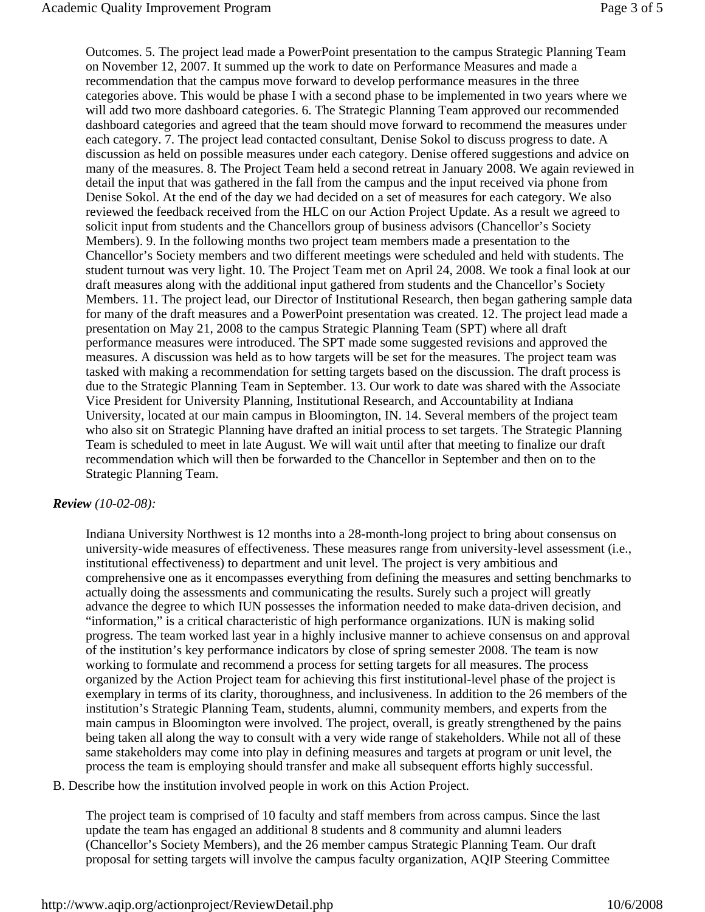Outcomes. 5. The project lead made a PowerPoint presentation to the campus Strategic Planning Team on November 12, 2007. It summed up the work to date on Performance Measures and made a recommendation that the campus move forward to develop performance measures in the three categories above. This would be phase I with a second phase to be implemented in two years where we will add two more dashboard categories. 6. The Strategic Planning Team approved our recommended dashboard categories and agreed that the team should move forward to recommend the measures under each category. 7. The project lead contacted consultant, Denise Sokol to discuss progress to date. A discussion as held on possible measures under each category. Denise offered suggestions and advice on many of the measures. 8. The Project Team held a second retreat in January 2008. We again reviewed in detail the input that was gathered in the fall from the campus and the input received via phone from Denise Sokol. At the end of the day we had decided on a set of measures for each category. We also reviewed the feedback received from the HLC on our Action Project Update. As a result we agreed to solicit input from students and the Chancellors group of business advisors (Chancellor's Society Members). 9. In the following months two project team members made a presentation to the Chancellor's Society members and two different meetings were scheduled and held with students. The student turnout was very light. 10. The Project Team met on April 24, 2008. We took a final look at our draft measures along with the additional input gathered from students and the Chancellor's Society Members. 11. The project lead, our Director of Institutional Research, then began gathering sample data for many of the draft measures and a PowerPoint presentation was created. 12. The project lead made a presentation on May 21, 2008 to the campus Strategic Planning Team (SPT) where all draft performance measures were introduced. The SPT made some suggested revisions and approved the measures. A discussion was held as to how targets will be set for the measures. The project team was tasked with making a recommendation for setting targets based on the discussion. The draft process is due to the Strategic Planning Team in September. 13. Our work to date was shared with the Associate Vice President for University Planning, Institutional Research, and Accountability at Indiana University, located at our main campus in Bloomington, IN. 14. Several members of the project team who also sit on Strategic Planning have drafted an initial process to set targets. The Strategic Planning Team is scheduled to meet in late August. We will wait until after that meeting to finalize our draft recommendation which will then be forwarded to the Chancellor in September and then on to the Strategic Planning Team.

***Review*** *(10-02-08):*

Indiana University Northwest is 12 months into a 28-month-long project to bring about consensus on university-wide measures of effectiveness. These measures range from university-level assessment (i.e., institutional effectiveness) to department and unit level. The project is very ambitious and comprehensive one as it encompasses everything from defining the measures and setting benchmarks to actually doing the assessments and communicating the results. Surely such a project will greatly advance the degree to which IUN possesses the information needed to make data-driven decision, and "information," is a critical characteristic of high performance organizations. IUN is making solid progress. The team worked last year in a highly inclusive manner to achieve consensus on and approval of the institution's key performance indicators by close of spring semester 2008. The team is now working to formulate and recommend a process for setting targets for all measures. The process organized by the Action Project team for achieving this first institutional-level phase of the project is exemplary in terms of its clarity, thoroughness, and inclusiveness. In addition to the 26 members of the institution's Strategic Planning Team, students, alumni, community members, and experts from the main campus in Bloomington were involved. The project, overall, is greatly strengthened by the pains being taken all along the way to consult with a very wide range of stakeholders. While not all of these same stakeholders may come into play in defining measures and targets at program or unit level, the process the team is employing should transfer and make all subsequent efforts highly successful.

B. Describe how the institution involved people in work on this Action Project.

The project team is comprised of 10 faculty and staff members from across campus. Since the last update the team has engaged an additional 8 students and 8 community and alumni leaders (Chancellor's Society Members), and the 26 member campus Strategic Planning Team. Our draft proposal for setting targets will involve the campus faculty organization, AQIP Steering Committee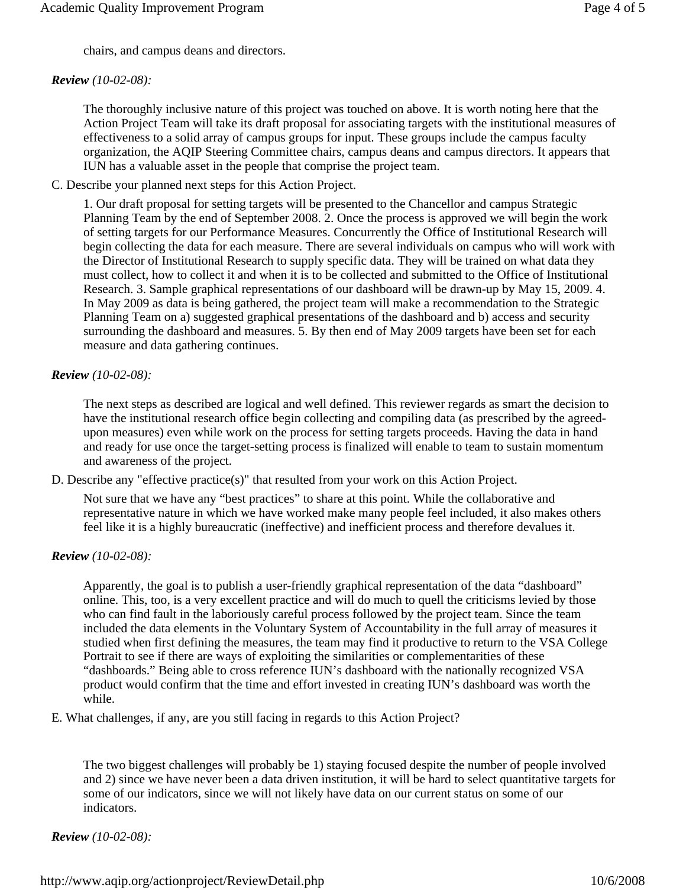chairs, and campus deans and directors.

***Review*** *(10-02-08):*

The thoroughly inclusive nature of this project was touched on above. It is worth noting here that the Action Project Team will take its draft proposal for associating targets with the institutional measures of effectiveness to a solid array of campus groups for input. These groups include the campus faculty organization, the AQIP Steering Committee chairs, campus deans and campus directors. It appears that IUN has a valuable asset in the people that comprise the project team.

C. Describe your planned next steps for this Action Project.

1. Our draft proposal for setting targets will be presented to the Chancellor and campus Strategic Planning Team by the end of September 2008. 2. Once the process is approved we will begin the work of setting targets for our Performance Measures. Concurrently the Office of Institutional Research will begin collecting the data for each measure. There are several individuals on campus who will work with the Director of Institutional Research to supply specific data. They will be trained on what data they must collect, how to collect it and when it is to be collected and submitted to the Office of Institutional Research. 3. Sample graphical representations of our dashboard will be drawn-up by May 15, 2009. 4. In May 2009 as data is being gathered, the project team will make a recommendation to the Strategic Planning Team on a) suggested graphical presentations of the dashboard and b) access and security surrounding the dashboard and measures. 5. By then end of May 2009 targets have been set for each measure and data gathering continues.

***Review*** *(10-02-08):*

The next steps as described are logical and well defined. This reviewer regards as smart the decision to have the institutional research office begin collecting and compiling data (as prescribed by the agreed-upon measures) even while work on the process for setting targets proceeds. Having the data in hand and ready for use once the target-setting process is finalized will enable to team to sustain momentum and awareness of the project.

D. Describe any "effective practice(s)" that resulted from your work on this Action Project.

Not sure that we have any “best practices” to share at this point. While the collaborative and representative nature in which we have worked make many people feel included, it also makes others feel like it is a highly bureaucratic (ineffective) and inefficient process and therefore devalues it.

***Review*** *(10-02-08):*

Apparently, the goal is to publish a user-friendly graphical representation of the data “dashboard” online. This, too, is a very excellent practice and will do much to quell the criticisms levied by those who can find fault in the laboriously careful process followed by the project team. Since the team included the data elements in the Voluntary System of Accountability in the full array of measures it studied when first defining the measures, the team may find it productive to return to the VSA College Portrait to see if there are ways of exploiting the similarities or complementarities of these “dashboards.” Being able to cross reference IUN’s dashboard with the nationally recognized VSA product would confirm that the time and effort invested in creating IUN’s dashboard was worth the while.

E. What challenges, if any, are you still facing in regards to this Action Project?

The two biggest challenges will probably be 1) staying focused despite the number of people involved and 2) since we have never been a data driven institution, it will be hard to select quantitative targets for some of our indicators, since we will not likely have data on our current status on some of our indicators.

***Review*** *(10-02-08):*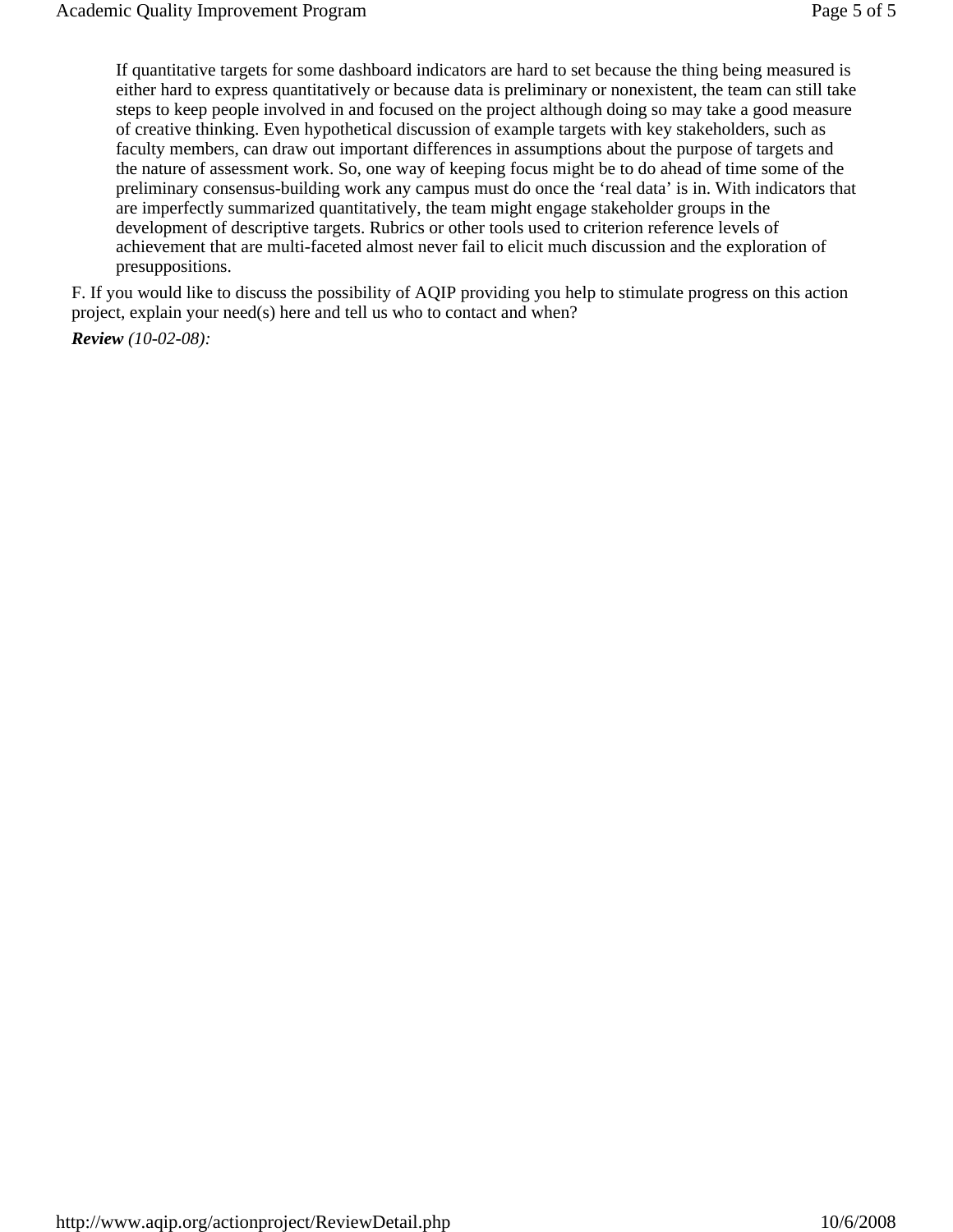If quantitative targets for some dashboard indicators are hard to set because the thing being measured is either hard to express quantitatively or because data is preliminary or nonexistent, the team can still take steps to keep people involved in and focused on the project although doing so may take a good measure of creative thinking. Even hypothetical discussion of example targets with key stakeholders, such as faculty members, can draw out important differences in assumptions about the purpose of targets and the nature of assessment work. So, one way of keeping focus might be to do ahead of time some of the preliminary consensus-building work any campus must do once the 'real data' is in. With indicators that are imperfectly summarized quantitatively, the team might engage stakeholder groups in the development of descriptive targets. Rubrics or other tools used to criterion reference levels of achievement that are multi-faceted almost never fail to elicit much discussion and the exploration of presuppositions.

F. If you would like to discuss the possibility of AQIP providing you help to stimulate progress on this action project, explain your need(s) here and tell us who to contact and when?

***Review*** *(10-02-08):*